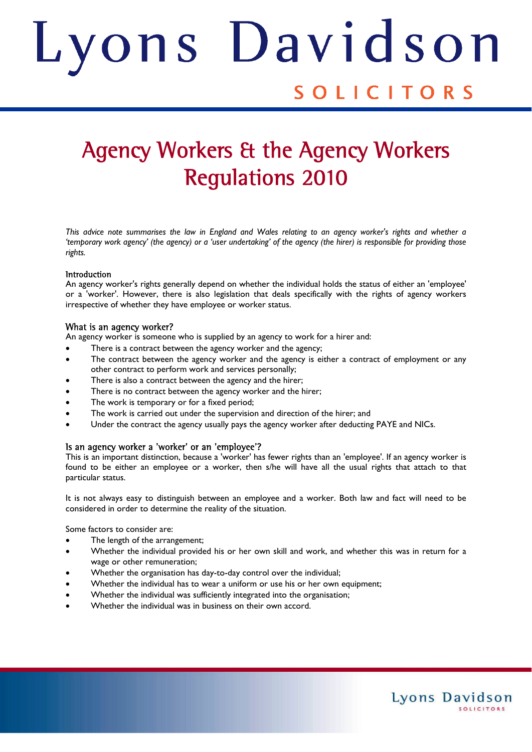# Lyons Davidson SOLICITORS

# Agency Workers & the Agency Workers Regulations 2010

*This advice note summarises the law in England and Wales relating to an agency worker's rights and whether a 'temporary work agency' (the agency) or a 'user undertaking' of the agency (the hirer) is responsible for providing those rights.*

## Introduction

An agency worker's rights generally depend on whether the individual holds the status of either an 'employee' or a 'worker'. However, there is also legislation that deals specifically with the rights of agency workers irrespective of whether they have employee or worker status.

## What is an agency worker?

An agency worker is someone who is supplied by an agency to work for a hirer and:

- There is a contract between the agency worker and the agency;
- The contract between the agency worker and the agency is either a contract of employment or any other contract to perform work and services personally;
- There is also a contract between the agency and the hirer;
- There is no contract between the agency worker and the hirer;
- The work is temporary or for a fixed period;
- The work is carried out under the supervision and direction of the hirer; and
- Under the contract the agency usually pays the agency worker after deducting PAYE and NICs.

## Is an agency worker a 'worker' or an 'employee'?

This is an important distinction, because a 'worker' has fewer rights than an 'employee'. If an agency worker is found to be either an employee or a worker, then s/he will have all the usual rights that attach to that particular status.

It is not always easy to distinguish between an employee and a worker. Both law and fact will need to be considered in order to determine the reality of the situation.

Some factors to consider are:

- The length of the arrangement;
- Whether the individual provided his or her own skill and work, and whether this was in return for a wage or other remuneration;
- Whether the organisation has day-to-day control over the individual;
- Whether the individual has to wear a uniform or use his or her own equipment;
- Whether the individual was sufficiently integrated into the organisation;
- Whether the individual was in business on their own accord.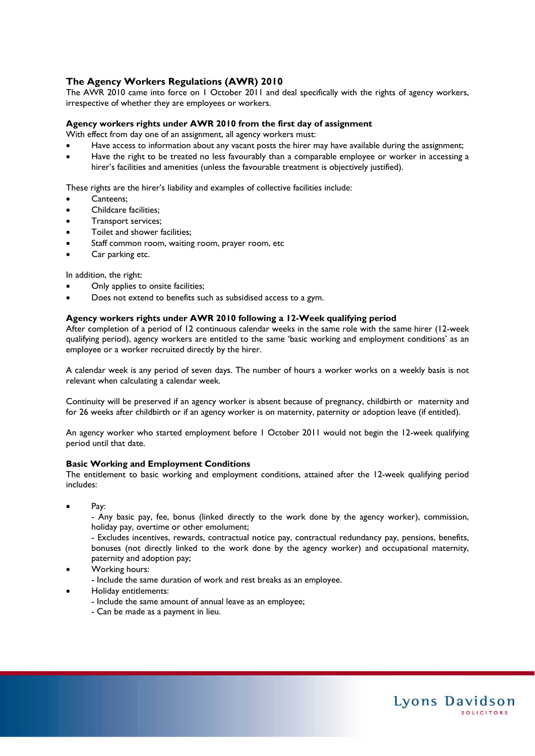## The Agency Workers Regulations (AWR) 2010

The AWR 2010 came into force on 1 October 2011 and deal specifically with the rights of agency workers, irrespective of whether they are employees or workers.

### Agency workers rights under AWR 2010 from the first day of assignment

With effect from day one of an assignment, all agency workers must:

- Have access to information about any vacant posts the hirer may have available during the assignment;
- Have the right to be treated no less favourably than a comparable employee or worker in accessing a hirer's facilities and amenities (unless the favourable treatment is objectively justified).

These rights are the hirer's liability and examples of collective facilities include:

- Canteens;
- Childcare facilities;
- Transport services;
- Toilet and shower facilities;
- Staff common room, waiting room, prayer room, etc
- Car parking etc.

In addition, the right:

- Only applies to onsite facilities;
- Does not extend to benefits such as subsidised access to a gym.

### Agency workers rights under AWR 2010 following a 12-Week qualifying period

After completion of a period of 12 continuous calendar weeks in the same role with the same hirer (12-week qualifying period), agency workers are entitled to the same 'basic working and employment conditions' as an employee or a worker recruited directly by the hirer.

A calendar week is any period of seven days. The number of hours a worker works on a weekly basis is not relevant when calculating a calendar week.

Continuity will be preserved if an agency worker is absent because of pregnancy, childbirth or maternity and for 26 weeks after childbirth or if an agency worker is on maternity, paternity or adoption leave (if entitled).

An agency worker who started employment before 1 October 2011 would not begin the 12-week qualifying period until that date.

### Basic Working and Employment Conditions

The entitlement to basic working and employment conditions, attained after the 12-week qualifying period includes:

- Pay:
  - Any basic pay, fee, bonus (linked directly to the work done by the agency worker), commission, holiday pay, overtime or other emolument;
  - Excludes incentives, rewards, contractual notice pay, contractual redundancy pay, pensions, benefits, bonuses (not directly linked to the work done by the agency worker) and occupational maternity, paternity and adoption pay;
- Working hours:
  - Include the same duration of work and rest breaks as an employee.
- Holiday entitlements:
  - Include the same amount of annual leave as an employee;
  - Can be made as a payment in lieu.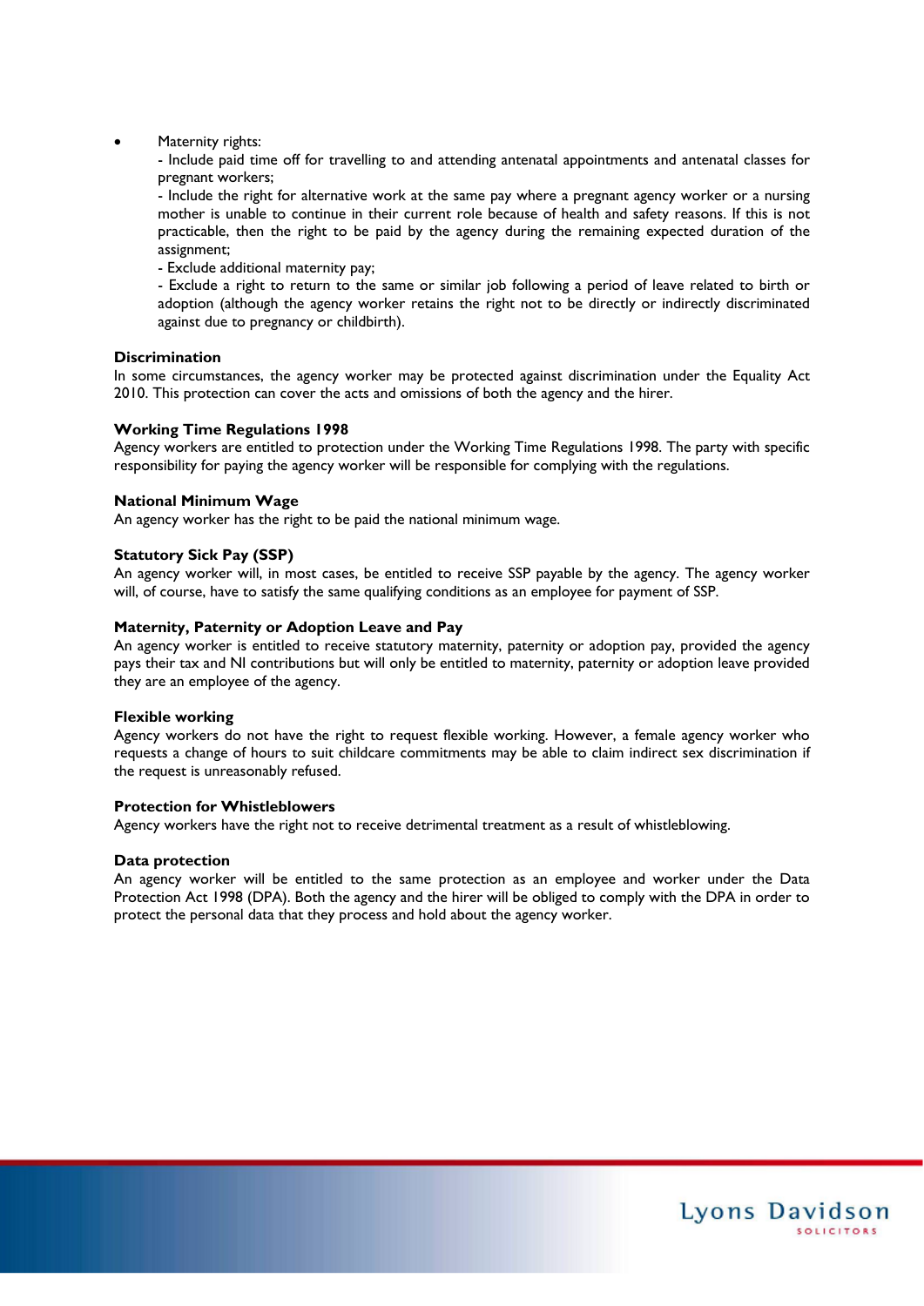- Maternity rights:
  - Include paid time off for travelling to and attending antenatal appointments and antenatal classes for pregnant workers;
  - Include the right for alternative work at the same pay where a pregnant agency worker or a nursing mother is unable to continue in their current role because of health and safety reasons. If this is not practicable, then the right to be paid by the agency during the remaining expected duration of the assignment;
  - Exclude additional maternity pay;
  - Exclude a right to return to the same or similar job following a period of leave related to birth or adoption (although the agency worker retains the right not to be directly or indirectly discriminated against due to pregnancy or childbirth).

**Discrimination**

In some circumstances, the agency worker may be protected against discrimination under the Equality Act 2010. This protection can cover the acts and omissions of both the agency and the hirer.

**Working Time Regulations 1998**

Agency workers are entitled to protection under the Working Time Regulations 1998. The party with specific responsibility for paying the agency worker will be responsible for complying with the regulations.

**National Minimum Wage**

An agency worker has the right to be paid the national minimum wage.

**Statutory Sick Pay (SSP)**

An agency worker will, in most cases, be entitled to receive SSP payable by the agency. The agency worker will, of course, have to satisfy the same qualifying conditions as an employee for payment of SSP.

**Maternity, Paternity or Adoption Leave and Pay**

An agency worker is entitled to receive statutory maternity, paternity or adoption pay, provided the agency pays their tax and NI contributions but will only be entitled to maternity, paternity or adoption leave provided they are an employee of the agency.

**Flexible working**

Agency workers do not have the right to request flexible working. However, a female agency worker who requests a change of hours to suit childcare commitments may be able to claim indirect sex discrimination if the request is unreasonably refused.

**Protection for Whistleblowers**

Agency workers have the right not to receive detrimental treatment as a result of whistleblowing.

**Data protection**

An agency worker will be entitled to the same protection as an employee and worker under the Data Protection Act 1998 (DPA). Both the agency and the hirer will be obliged to comply with the DPA in order to protect the personal data that they process and hold about the agency worker.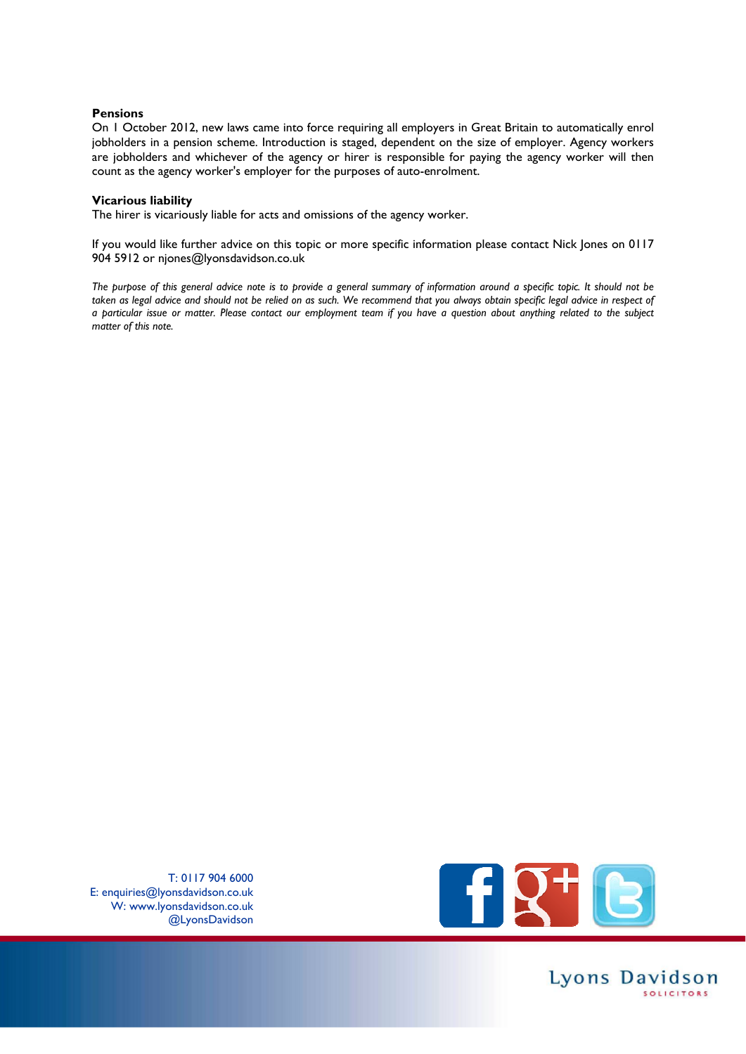**Pensions**
On 1 October 2012, new laws came into force requiring all employers in Great Britain to automatically enrol jobholders in a pension scheme. Introduction is staged, dependent on the size of employer. Agency workers are jobholders and whichever of the agency or hirer is responsible for paying the agency worker will then count as the agency worker's employer for the purposes of auto-enrolment.

**Vicarious liability**
The hirer is vicariously liable for acts and omissions of the agency worker.

If you would like further advice on this topic or more specific information please contact Nick Jones on 0117 904 5912 or njones@lyonsdavidson.co.uk

*The purpose of this general advice note is to provide a general summary of information around a specific topic. It should not be taken as legal advice and should not be relied on as such. We recommend that you always obtain specific legal advice in respect of a particular issue or matter. Please contact our employment team if you have a question about anything related to the subject matter of this note.*

T: 0117 904 6000
E: enquiries@lyonsdavidson.co.uk
W: www.lyonsdavidson.co.uk
@LyonsDavidson

Lyons Davidson
SOLICITORS